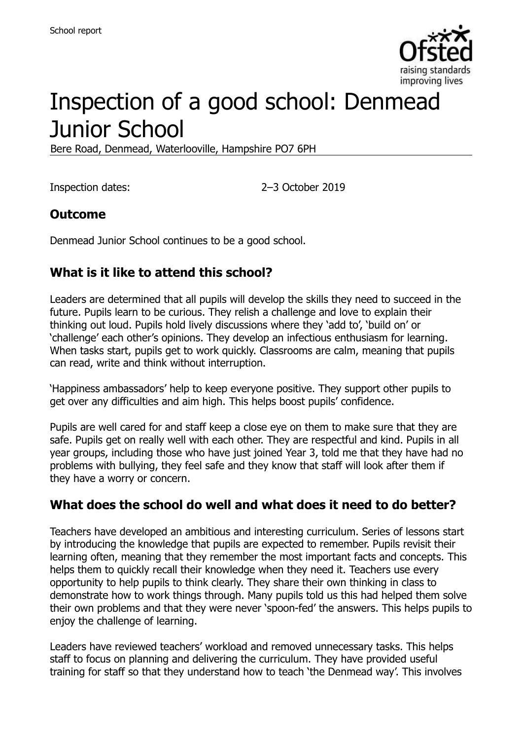School report

# Inspection of a good school: Denmead Junior School

Bere Road, Denmead, Waterlooville, Hampshire PO7 6PH

Inspection dates: 2–3 October 2019

## Outcome

Denmead Junior School continues to be a good school.

## What is it like to attend this school?

Leaders are determined that all pupils will develop the skills they need to succeed in the future. Pupils learn to be curious. They relish a challenge and love to explain their thinking out loud. Pupils hold lively discussions where they 'add to', 'build on' or 'challenge' each other's opinions. They develop an infectious enthusiasm for learning. When tasks start, pupils get to work quickly. Classrooms are calm, meaning that pupils can read, write and think without interruption.

'Happiness ambassadors' help to keep everyone positive. They support other pupils to get over any difficulties and aim high. This helps boost pupils' confidence.

Pupils are well cared for and staff keep a close eye on them to make sure that they are safe. Pupils get on really well with each other. They are respectful and kind. Pupils in all year groups, including those who have just joined Year 3, told me that they have had no problems with bullying, they feel safe and they know that staff will look after them if they have a worry or concern.

## What does the school do well and what does it need to do better?

Teachers have developed an ambitious and interesting curriculum. Series of lessons start by introducing the knowledge that pupils are expected to remember. Pupils revisit their learning often, meaning that they remember the most important facts and concepts. This helps them to quickly recall their knowledge when they need it. Teachers use every opportunity to help pupils to think clearly. They share their own thinking in class to demonstrate how to work things through. Many pupils told us this had helped them solve their own problems and that they were never 'spoon-fed' the answers. This helps pupils to enjoy the challenge of learning.

Leaders have reviewed teachers' workload and removed unnecessary tasks. This helps staff to focus on planning and delivering the curriculum. They have provided useful training for staff so that they understand how to teach 'the Denmead way'. This involves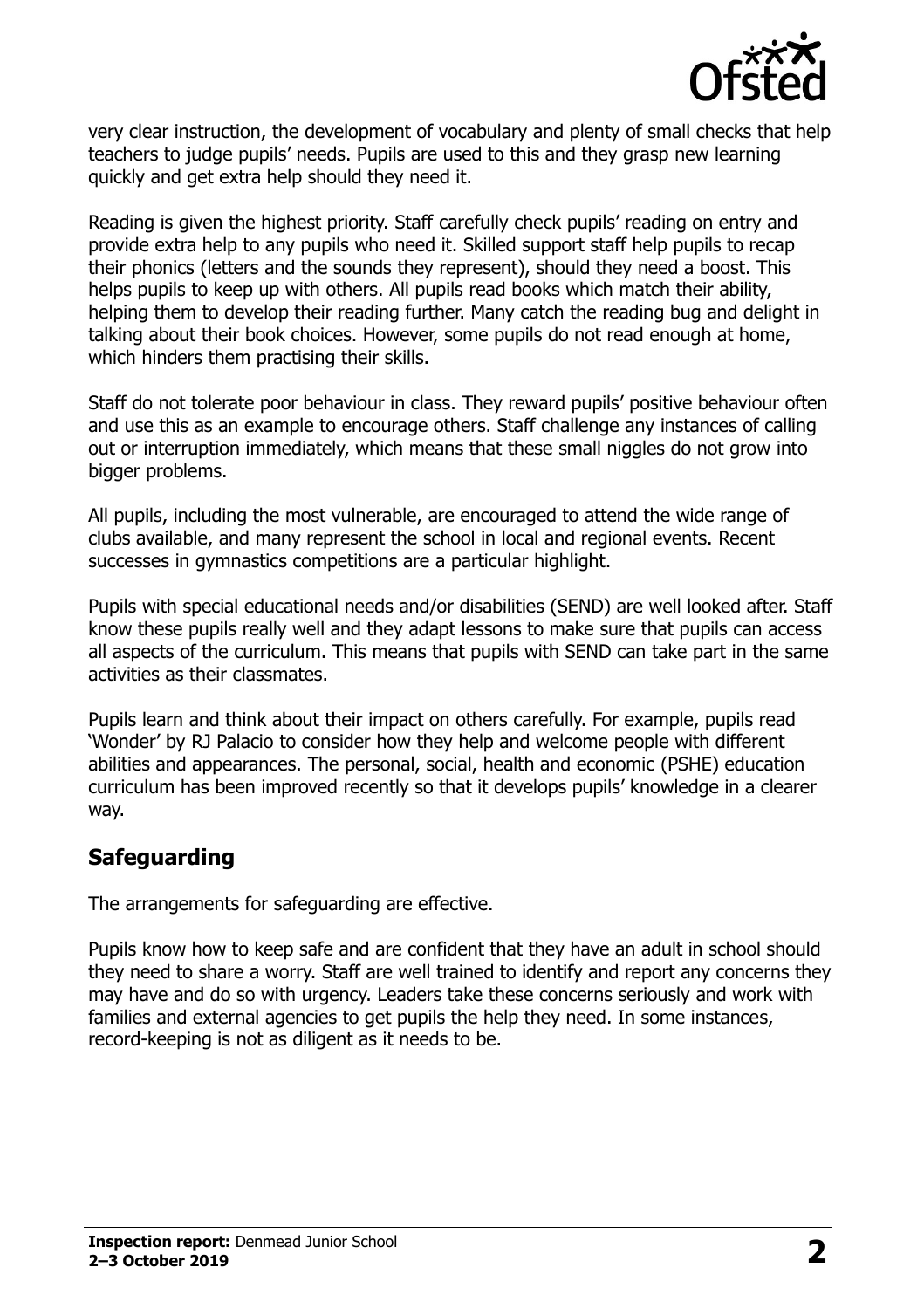very clear instruction, the development of vocabulary and plenty of small checks that help teachers to judge pupils' needs. Pupils are used to this and they grasp new learning quickly and get extra help should they need it.

Reading is given the highest priority. Staff carefully check pupils' reading on entry and provide extra help to any pupils who need it. Skilled support staff help pupils to recap their phonics (letters and the sounds they represent), should they need a boost. This helps pupils to keep up with others. All pupils read books which match their ability, helping them to develop their reading further. Many catch the reading bug and delight in talking about their book choices. However, some pupils do not read enough at home, which hinders them practising their skills.

Staff do not tolerate poor behaviour in class. They reward pupils' positive behaviour often and use this as an example to encourage others. Staff challenge any instances of calling out or interruption immediately, which means that these small niggles do not grow into bigger problems.

All pupils, including the most vulnerable, are encouraged to attend the wide range of clubs available, and many represent the school in local and regional events. Recent successes in gymnastics competitions are a particular highlight.

Pupils with special educational needs and/or disabilities (SEND) are well looked after. Staff know these pupils really well and they adapt lessons to make sure that pupils can access all aspects of the curriculum. This means that pupils with SEND can take part in the same activities as their classmates.

Pupils learn and think about their impact on others carefully. For example, pupils read 'Wonder' by RJ Palacio to consider how they help and welcome people with different abilities and appearances. The personal, social, health and economic (PSHE) education curriculum has been improved recently so that it develops pupils' knowledge in a clearer way.

## Safeguarding

The arrangements for safeguarding are effective.

Pupils know how to keep safe and are confident that they have an adult in school should they need to share a worry. Staff are well trained to identify and report any concerns they may have and do so with urgency. Leaders take these concerns seriously and work with families and external agencies to get pupils the help they need. In some instances, record-keeping is not as diligent as it needs to be.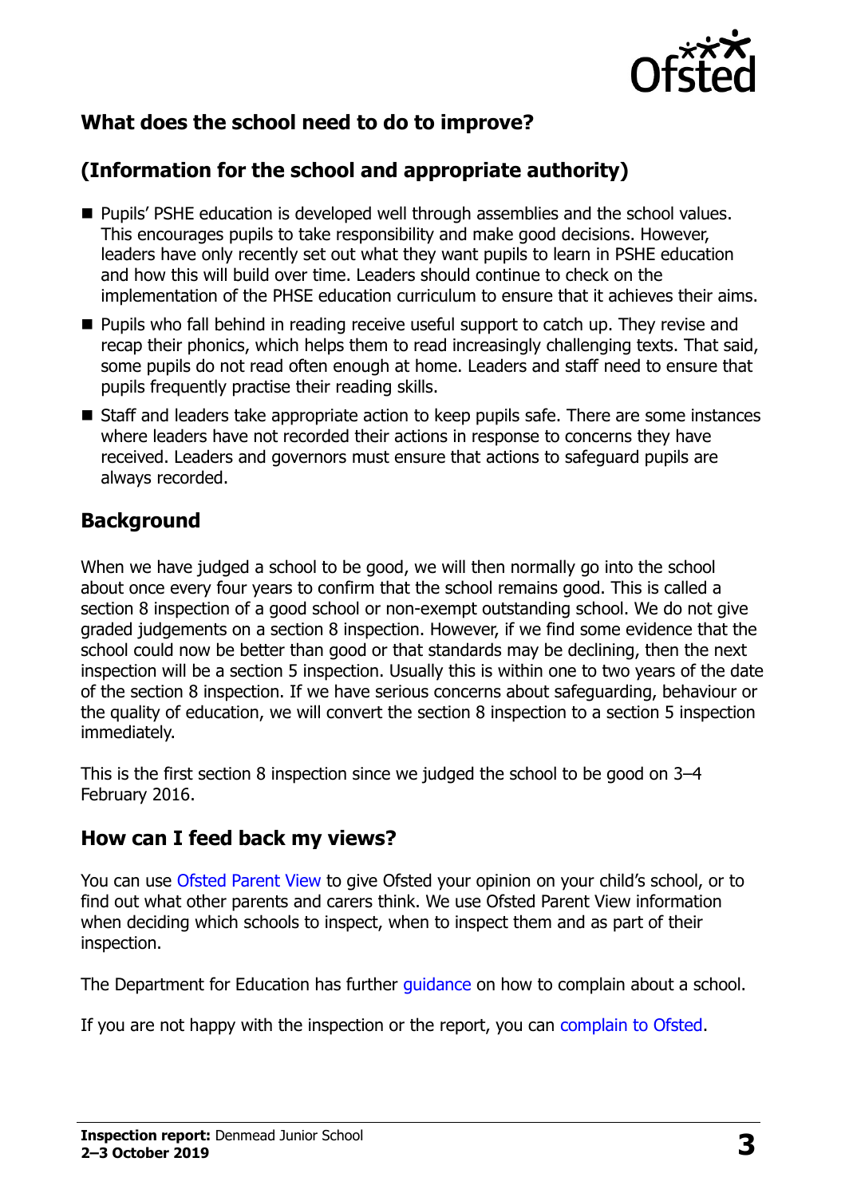## What does the school need to do to improve?

## (Information for the school and appropriate authority)

- Pupils' PSHE education is developed well through assemblies and the school values. This encourages pupils to take responsibility and make good decisions. However, leaders have only recently set out what they want pupils to learn in PSHE education and how this will build over time. Leaders should continue to check on the implementation of the PHSE education curriculum to ensure that it achieves their aims.
- Pupils who fall behind in reading receive useful support to catch up. They revise and recap their phonics, which helps them to read increasingly challenging texts. That said, some pupils do not read often enough at home. Leaders and staff need to ensure that pupils frequently practise their reading skills.
- Staff and leaders take appropriate action to keep pupils safe. There are some instances where leaders have not recorded their actions in response to concerns they have received. Leaders and governors must ensure that actions to safeguard pupils are always recorded.

## Background

When we have judged a school to be good, we will then normally go into the school about once every four years to confirm that the school remains good. This is called a section 8 inspection of a good school or non-exempt outstanding school. We do not give graded judgements on a section 8 inspection. However, if we find some evidence that the school could now be better than good or that standards may be declining, then the next inspection will be a section 5 inspection. Usually this is within one to two years of the date of the section 8 inspection. If we have serious concerns about safeguarding, behaviour or the quality of education, we will convert the section 8 inspection to a section 5 inspection immediately.

This is the first section 8 inspection since we judged the school to be good on 3–4 February 2016.

## How can I feed back my views?

You can use Ofsted Parent View to give Ofsted your opinion on your child's school, or to find out what other parents and carers think. We use Ofsted Parent View information when deciding which schools to inspect, when to inspect them and as part of their inspection.

The Department for Education has further guidance on how to complain about a school.

If you are not happy with the inspection or the report, you can complain to Ofsted.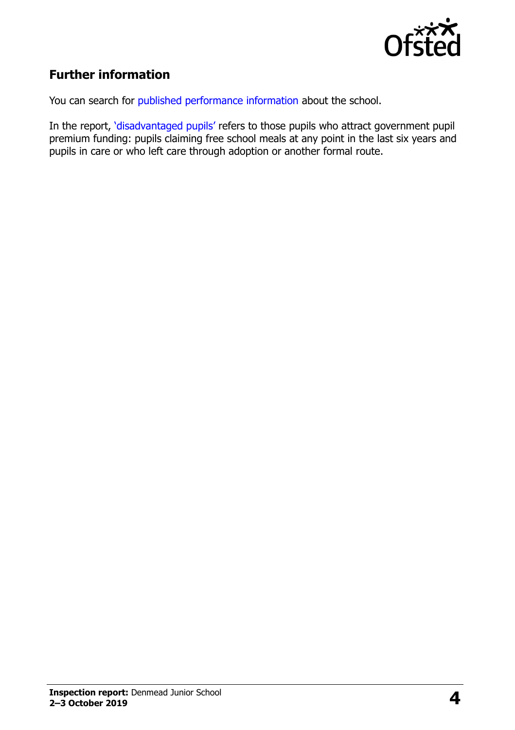## Further information

You can search for published performance information about the school.

In the report, 'disadvantaged pupils' refers to those pupils who attract government pupil premium funding: pupils claiming free school meals at any point in the last six years and pupils in care or who left care through adoption or another formal route.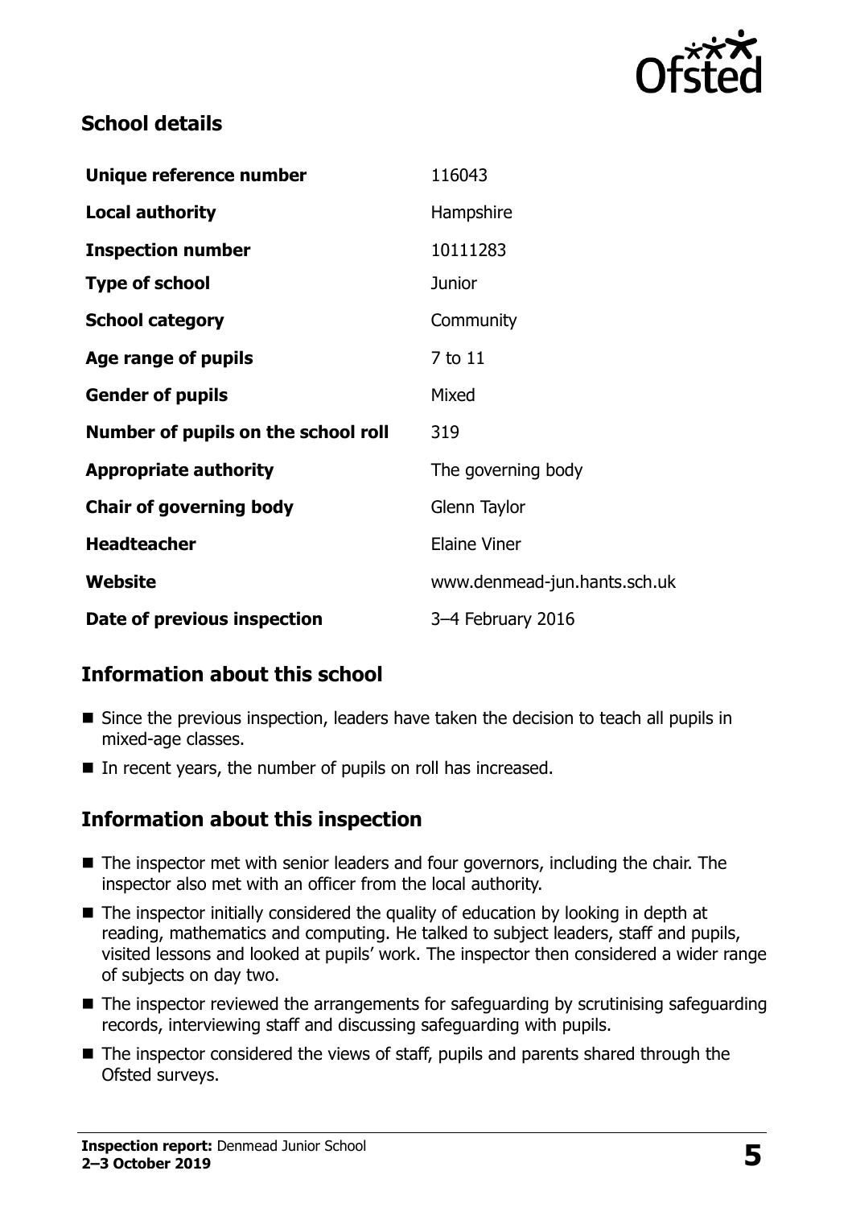## School details

| | |
|---|---|
| **Unique reference number** | 116043 |
| **Local authority** | Hampshire |
| **Inspection number** | 10111283 |
| **Type of school** | Junior |
| **School category** | Community |
| **Age range of pupils** | 7 to 11 |
| **Gender of pupils** | Mixed |
| **Number of pupils on the school roll** | 319 |
| **Appropriate authority** | The governing body |
| **Chair of governing body** | Glenn Taylor |
| **Headteacher** | Elaine Viner |
| **Website** | www.denmead-jun.hants.sch.uk |
| **Date of previous inspection** | 3–4 February 2016 |

## Information about this school

- Since the previous inspection, leaders have taken the decision to teach all pupils in mixed-age classes.
- In recent years, the number of pupils on roll has increased.

## Information about this inspection

- The inspector met with senior leaders and four governors, including the chair. The inspector also met with an officer from the local authority.
- The inspector initially considered the quality of education by looking in depth at reading, mathematics and computing. He talked to subject leaders, staff and pupils, visited lessons and looked at pupils' work. The inspector then considered a wider range of subjects on day two.
- The inspector reviewed the arrangements for safeguarding by scrutinising safeguarding records, interviewing staff and discussing safeguarding with pupils.
- The inspector considered the views of staff, pupils and parents shared through the Ofsted surveys.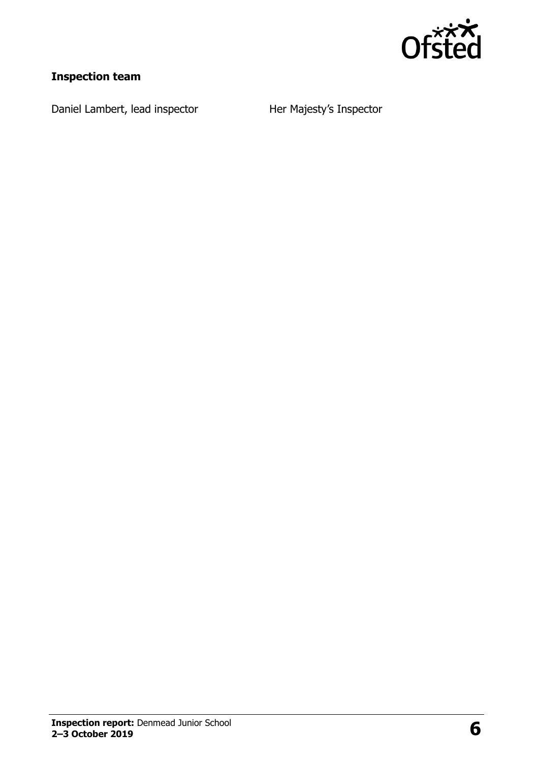**Inspection team**

| | |
|---|---|
| Daniel Lambert, lead inspector | Her Majesty's Inspector |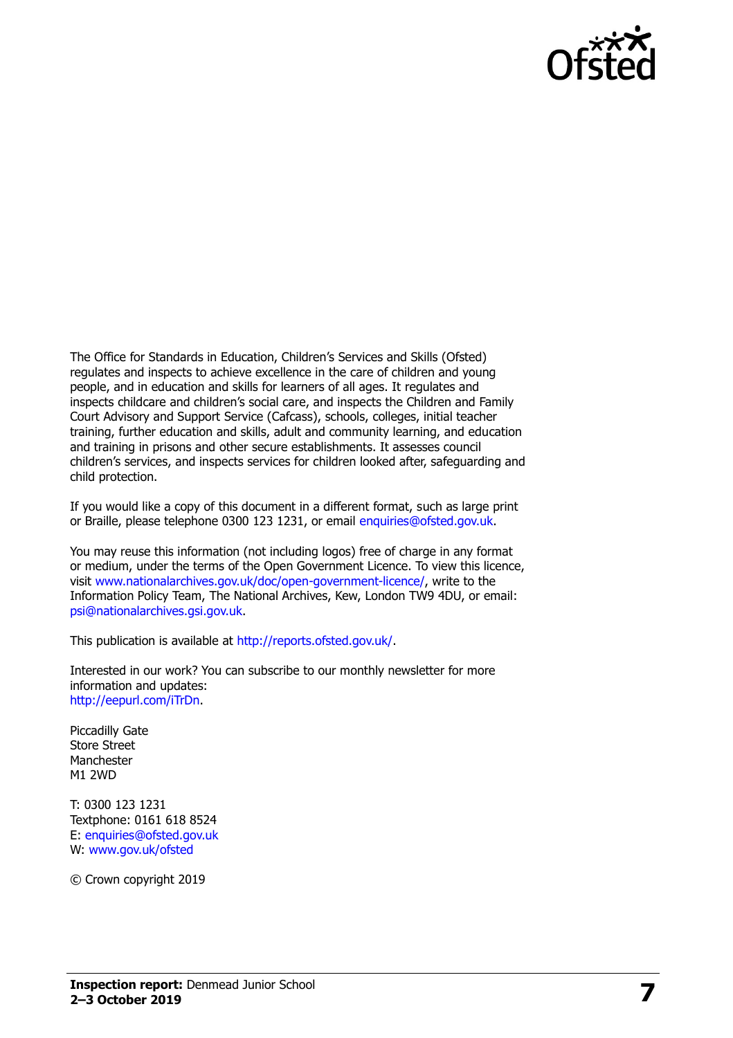The Office for Standards in Education, Children's Services and Skills (Ofsted) regulates and inspects to achieve excellence in the care of children and young people, and in education and skills for learners of all ages. It regulates and inspects childcare and children's social care, and inspects the Children and Family Court Advisory and Support Service (Cafcass), schools, colleges, initial teacher training, further education and skills, adult and community learning, and education and training in prisons and other secure establishments. It assesses council children's services, and inspects services for children looked after, safeguarding and child protection.

If you would like a copy of this document in a different format, such as large print or Braille, please telephone 0300 123 1231, or email enquiries@ofsted.gov.uk.

You may reuse this information (not including logos) free of charge in any format or medium, under the terms of the Open Government Licence. To view this licence, visit www.nationalarchives.gov.uk/doc/open-government-licence/, write to the Information Policy Team, The National Archives, Kew, London TW9 4DU, or email: psi@nationalarchives.gsi.gov.uk.

This publication is available at http://reports.ofsted.gov.uk/.

Interested in our work? You can subscribe to our monthly newsletter for more information and updates:
http://eepurl.com/iTrDn.

Piccadilly Gate
Store Street
Manchester
M1 2WD

T: 0300 123 1231
Textphone: 0161 618 8524
E: enquiries@ofsted.gov.uk
W: www.gov.uk/ofsted

© Crown copyright 2019